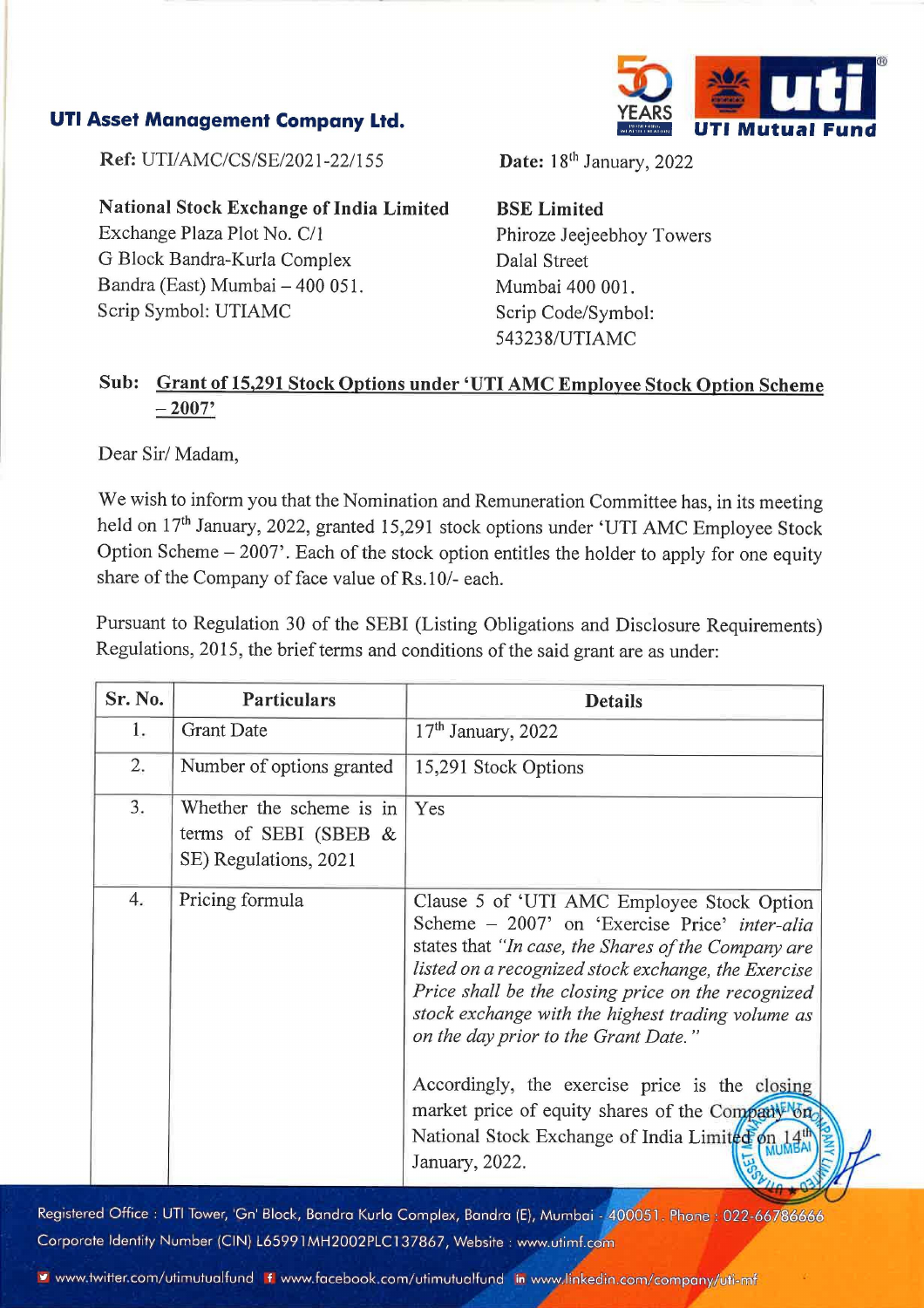**UTI Asset Management Company Ltd.**

**Ref:** UTI/AMC/CS/SE/2021-22/155

**Date:** 18th January, 2022

**National Stock Exchange of India Limited**
Exchange Plaza Plot No. C/1
G Block Bandra-Kurla Complex
Bandra (East) Mumbai – 400 051.
Scrip Symbol: UTIAMC

**BSE Limited**
Phiroze Jeejeebhoy Towers
Dalal Street
Mumbai 400 001.
Scrip Code/Symbol:
543238/UTIAMC

**Sub: Grant of 15,291 Stock Options under 'UTI AMC Employee Stock Option Scheme – 2007'**

Dear Sir/ Madam,

We wish to inform you that the Nomination and Remuneration Committee has, in its meeting held on 17th January, 2022, granted 15,291 stock options under 'UTI AMC Employee Stock Option Scheme – 2007'. Each of the stock option entitles the holder to apply for one equity share of the Company of face value of Rs.10/- each.

Pursuant to Regulation 30 of the SEBI (Listing Obligations and Disclosure Requirements) Regulations, 2015, the brief terms and conditions of the said grant are as under:

| Sr. No. | Particulars | Details |
|---|---|---|
| 1. | Grant Date | 17th January, 2022 |
| 2. | Number of options granted | 15,291 Stock Options |
| 3. | Whether the scheme is in terms of SEBI (SBEB & SE) Regulations, 2021 | Yes |
| 4. | Pricing formula | Clause 5 of 'UTI AMC Employee Stock Option Scheme – 2007' on 'Exercise Price' *inter-alia* states that *"In case, the Shares of the Company are listed on a recognized stock exchange, the Exercise Price shall be the closing price on the recognized stock exchange with the highest trading volume as on the day prior to the Grant Date."*<br><br>Accordingly, the exercise price is the closing market price of equity shares of the Company on National Stock Exchange of India Limited on 14th January, 2022. |

Registered Office : UTI Tower, 'Gn' Block, Bandra Kurla Complex, Bandra (E), Mumbai - 400051. Phone : 022-66786666
Corporate Identity Number (CIN) L65991MH2002PLC137867, Website : www.utimf.com

www.twitter.com/utimutualfund www.facebook.com/utimutualfund www.linkedin.com/company/uti-mf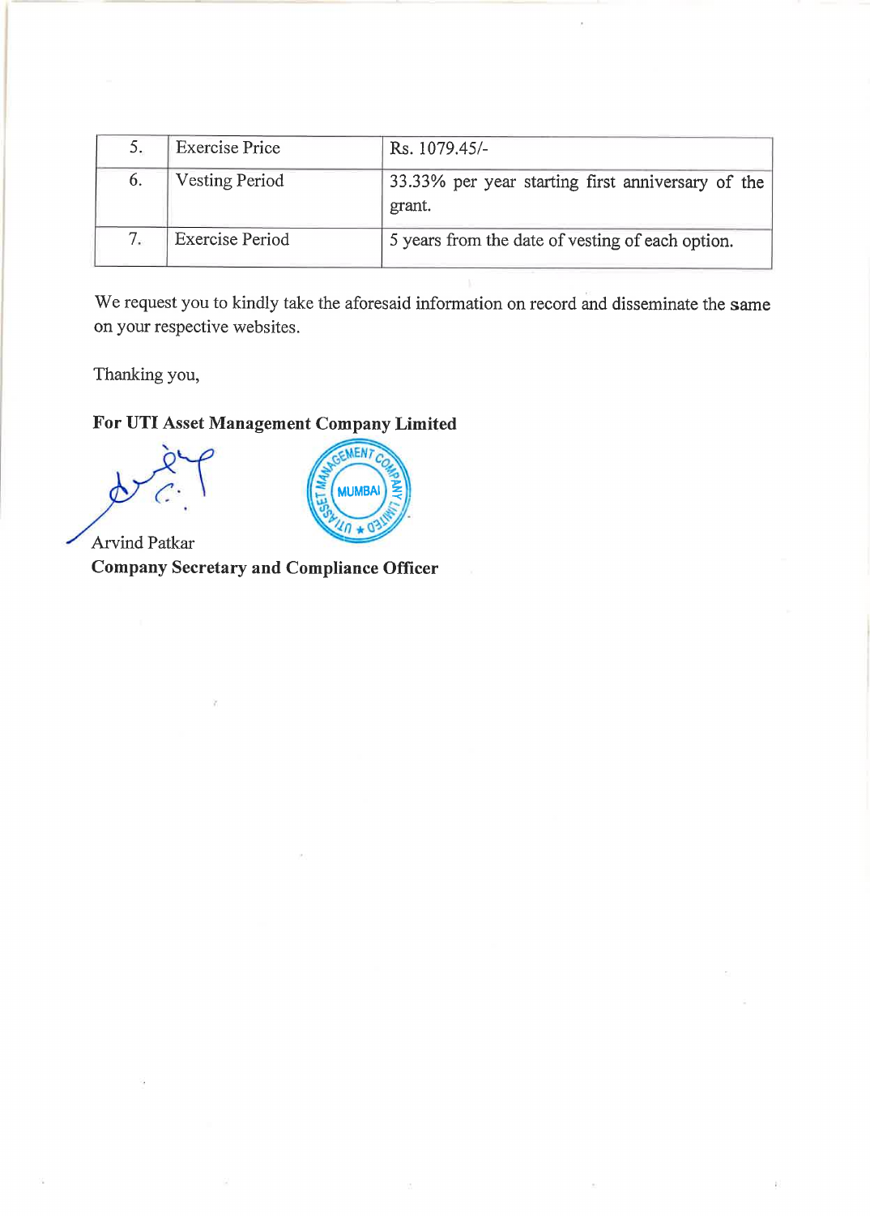| | | |
|---|---|---|
| 5. | Exercise Price | Rs. 1079.45/- |
| 6. | Vesting Period | 33.33% per year starting first anniversary of the grant. |
| 7. | Exercise Period | 5 years from the date of vesting of each option. |

We request you to kindly take the aforesaid information on record and disseminate the same on your respective websites.

Thanking you,

**For UTI Asset Management Company Limited**

Arvind Patkar
**Company Secretary and Compliance Officer**